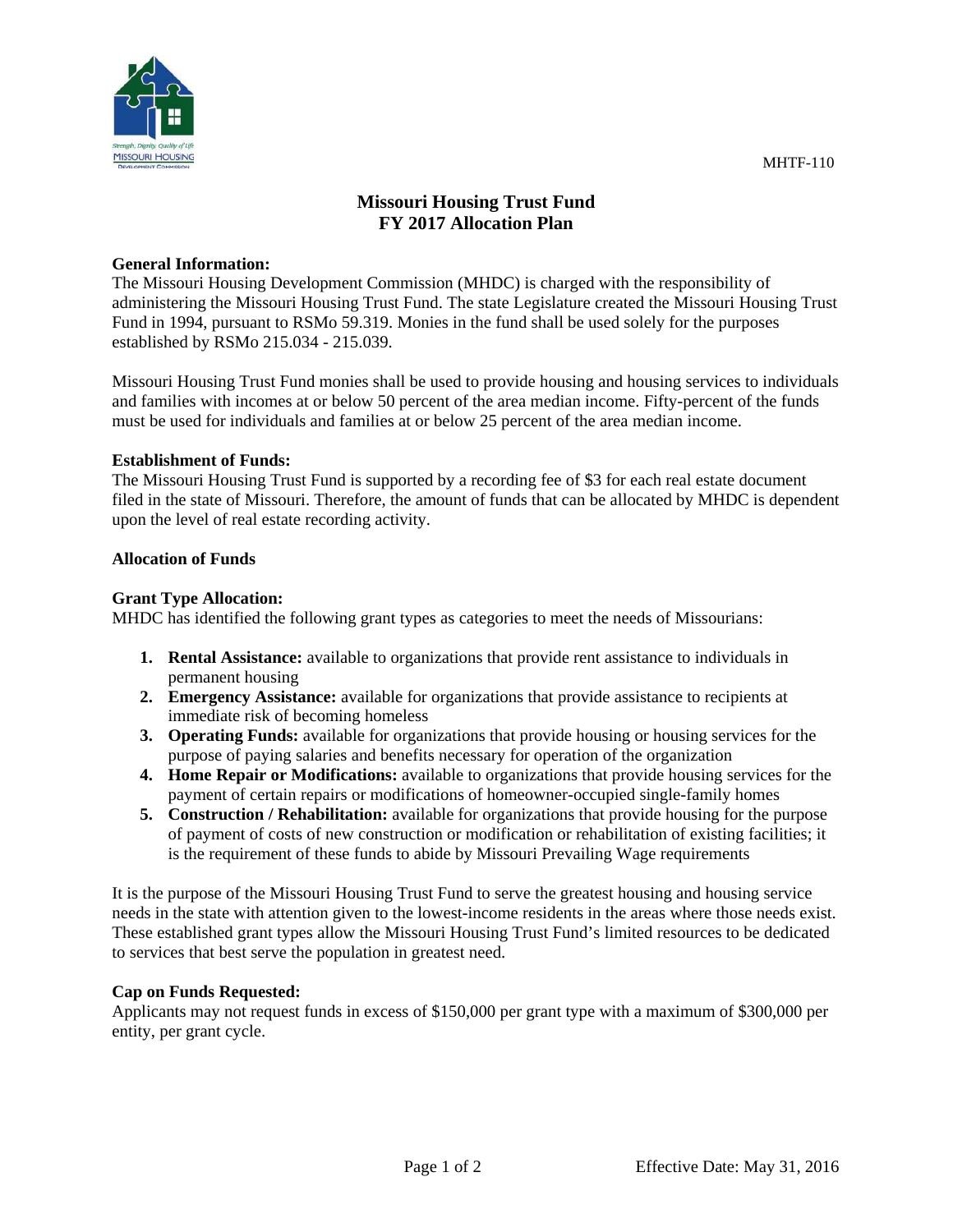MHTF-110

# Missouri Housing Trust Fund
# FY 2017 Allocation Plan

**General Information:**
The Missouri Housing Development Commission (MHDC) is charged with the responsibility of administering the Missouri Housing Trust Fund. The state Legislature created the Missouri Housing Trust Fund in 1994, pursuant to RSMo 59.319. Monies in the fund shall be used solely for the purposes established by RSMo 215.034 - 215.039.

Missouri Housing Trust Fund monies shall be used to provide housing and housing services to individuals and families with incomes at or below 50 percent of the area median income. Fifty-percent of the funds must be used for individuals and families at or below 25 percent of the area median income.

**Establishment of Funds:**
The Missouri Housing Trust Fund is supported by a recording fee of $3 for each real estate document filed in the state of Missouri. Therefore, the amount of funds that can be allocated by MHDC is dependent upon the level of real estate recording activity.

**Allocation of Funds**

**Grant Type Allocation:**
MHDC has identified the following grant types as categories to meet the needs of Missourians:

1. **Rental Assistance:** available to organizations that provide rent assistance to individuals in permanent housing
2. **Emergency Assistance:** available for organizations that provide assistance to recipients at immediate risk of becoming homeless
3. **Operating Funds:** available for organizations that provide housing or housing services for the purpose of paying salaries and benefits necessary for operation of the organization
4. **Home Repair or Modifications:** available to organizations that provide housing services for the payment of certain repairs or modifications of homeowner-occupied single-family homes
5. **Construction / Rehabilitation:** available for organizations that provide housing for the purpose of payment of costs of new construction or modification or rehabilitation of existing facilities; it is the requirement of these funds to abide by Missouri Prevailing Wage requirements

It is the purpose of the Missouri Housing Trust Fund to serve the greatest housing and housing service needs in the state with attention given to the lowest-income residents in the areas where those needs exist. These established grant types allow the Missouri Housing Trust Fund's limited resources to be dedicated to services that best serve the population in greatest need.

**Cap on Funds Requested:**
Applicants may not request funds in excess of $150,000 per grant type with a maximum of $300,000 per entity, per grant cycle.

Effective Date: May 31, 2016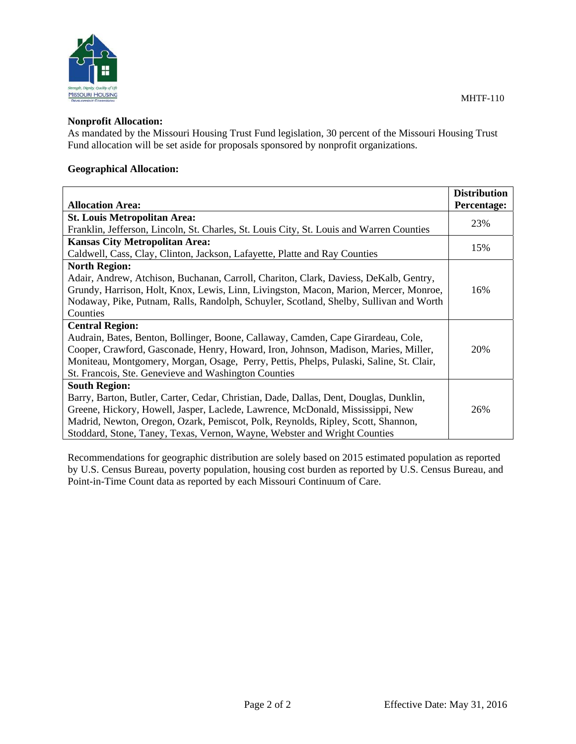MHTF-110

**Nonprofit Allocation:**
As mandated by the Missouri Housing Trust Fund legislation, 30 percent of the Missouri Housing Trust Fund allocation will be set aside for proposals sponsored by nonprofit organizations.

**Geographical Allocation:**

| **Allocation Area:** | **Distribution Percentage:** |
|---|---|
| **St. Louis Metropolitan Area:** Franklin, Jefferson, Lincoln, St. Charles, St. Louis City, St. Louis and Warren Counties | 23% |
| **Kansas City Metropolitan Area:** Caldwell, Cass, Clay, Clinton, Jackson, Lafayette, Platte and Ray Counties | 15% |
| **North Region:** Adair, Andrew, Atchison, Buchanan, Carroll, Chariton, Clark, Daviess, DeKalb, Gentry, Grundy, Harrison, Holt, Knox, Lewis, Linn, Livingston, Macon, Marion, Mercer, Monroe, Nodaway, Pike, Putnam, Ralls, Randolph, Schuyler, Scotland, Shelby, Sullivan and Worth Counties | 16% |
| **Central Region:** Audrain, Bates, Benton, Bollinger, Boone, Callaway, Camden, Cape Girardeau, Cole, Cooper, Crawford, Gasconade, Henry, Howard, Iron, Johnson, Madison, Maries, Miller, Moniteau, Montgomery, Morgan, Osage, Perry, Pettis, Phelps, Pulaski, Saline, St. Clair, St. Francois, Ste. Genevieve and Washington Counties | 20% |
| **South Region:** Barry, Barton, Butler, Carter, Cedar, Christian, Dade, Dallas, Dent, Douglas, Dunklin, Greene, Hickory, Howell, Jasper, Laclede, Lawrence, McDonald, Mississippi, New Madrid, Newton, Oregon, Ozark, Pemiscot, Polk, Reynolds, Ripley, Scott, Shannon, Stoddard, Stone, Taney, Texas, Vernon, Wayne, Webster and Wright Counties | 26% |

Recommendations for geographic distribution are solely based on 2015 estimated population as reported by U.S. Census Bureau, poverty population, housing cost burden as reported by U.S. Census Bureau, and Point-in-Time Count data as reported by each Missouri Continuum of Care.

Effective Date: May 31, 2016